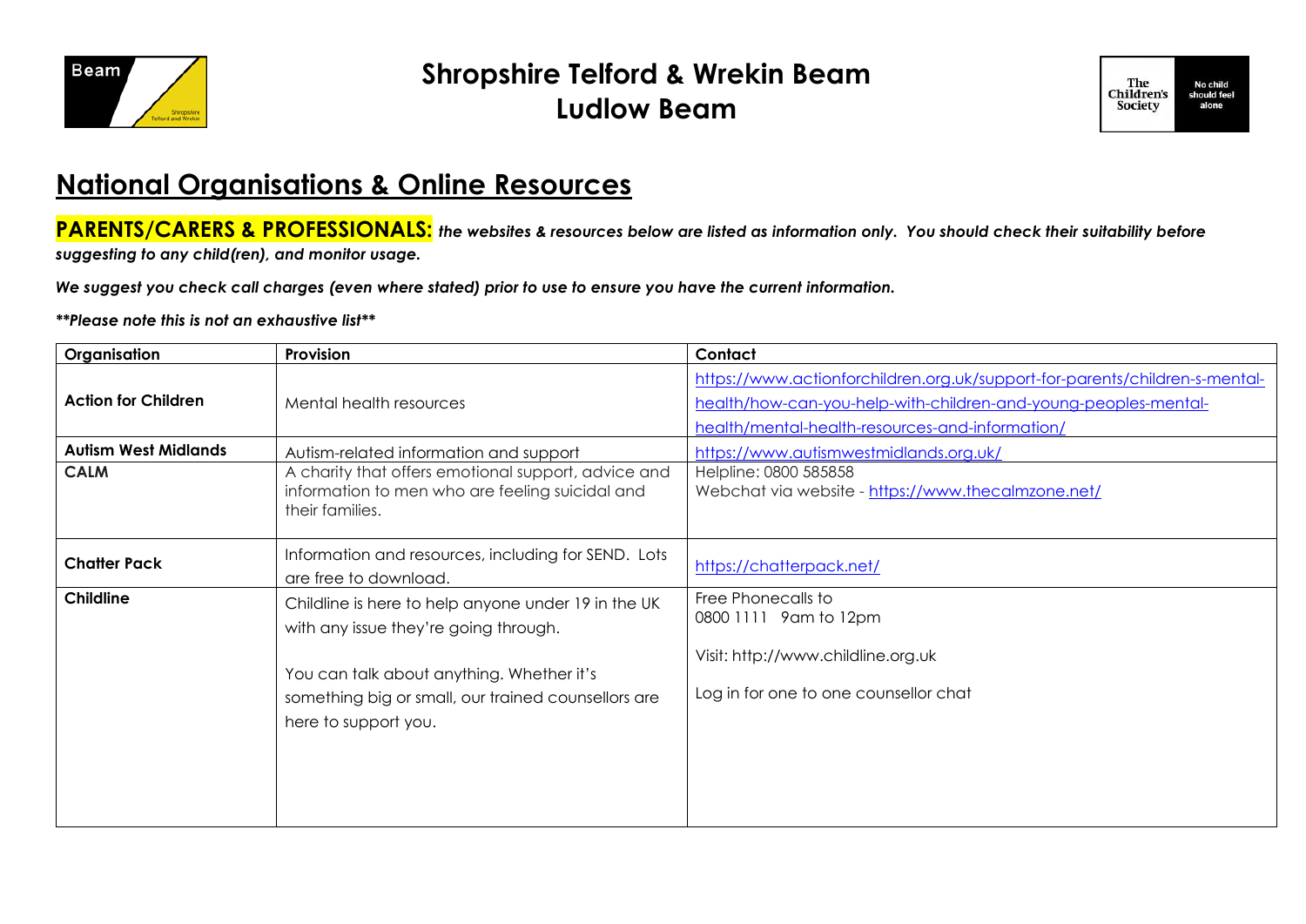# Shropshire Telford & Wrekin Beam
# Ludlow Beam

## National Organisations & Online Resources

**PARENTS/CARERS & PROFESSIONALS:** ***the websites & resources below are listed as information only. You should check their suitability before suggesting to any child(ren), and monitor usage.***

***We suggest you check call charges (even where stated) prior to use to ensure you have the current information.***

***\*\*Please note this is not an exhaustive list\*\****

| Organisation | Provision | Contact |
|---|---|---|
| **Action for Children** | Mental health resources | https://www.actionforchildren.org.uk/support-for-parents/children-s-mental-health/how-can-you-help-with-children-and-young-peoples-mental-health/mental-health-resources-and-information/ |
| **Autism West Midlands** | Autism-related information and support | https://www.autismwestmidlands.org.uk/ |
| **CALM** | A charity that offers emotional support, advice and information to men who are feeling suicidal and their families. | Helpline: 0800 585858<br>Webchat via website - https://www.thecalmzone.net/ |
| **Chatter Pack** | Information and resources, including for SEND. Lots are free to download. | https://chatterpack.net/ |
| **Childline** | Childline is here to help anyone under 19 in the UK with any issue they're going through.<br><br>You can talk about anything. Whether it's something big or small, our trained counsellors are here to support you. | Free Phonecalls to<br>0800 1111 9am to 12pm<br><br>Visit: http://www.childline.org.uk<br><br>Log in for one to one counsellor chat |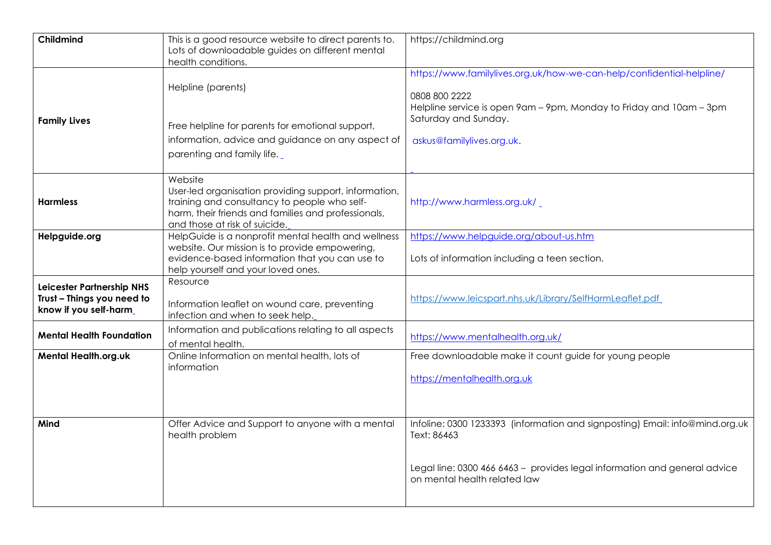| **Childmind** | This is a good resource website to direct parents to. Lots of downloadable guides on different mental health conditions. | https://childmind.org |
|---|---|---|
| **Family Lives** | Helpline (parents)<br><br>Free helpline for parents for emotional support, information, advice and guidance on any aspect of parenting and family life. | https://www.familylives.org.uk/how-we-can-help/confidential-helpline/<br><br>0808 800 2222<br>Helpline service is open 9am – 9pm, Monday to Friday and 10am – 3pm Saturday and Sunday.<br><br>askus@familylives.org.uk. |
| **Harmless** | Website<br>User-led organisation providing support, information, training and consultancy to people who self-harm, their friends and families and professionals, and those at risk of suicide. | http://www.harmless.org.uk/ |
| **Helpguide.org** | HelpGuide is a nonprofit mental health and wellness website. Our mission is to provide empowering, evidence-based information that you can use to help yourself and your loved ones. | https://www.helpguide.org/about-us.htm<br><br>Lots of information including a teen section. |
| **Leicester Partnership NHS Trust – Things you need to know if you self-harm** | Resource<br><br>Information leaflet on wound care, preventing infection and when to seek help. | https://www.leicspart.nhs.uk/Library/SelfHarmLeaflet.pdf |
| **Mental Health Foundation** | Information and publications relating to all aspects of mental health. | https://www.mentalhealth.org.uk/ |
| **Mental Health.org.uk** | Online Information on mental health, lots of information | Free downloadable make it count guide for young people<br><br>https://mentalhealth.org.uk |
| **Mind** | Offer Advice and Support to anyone with a mental health problem | Infoline: 0300 1233393 (information and signposting) Email: info@mind.org.uk Text: 86463<br><br>Legal line: 0300 466 6463 – provides legal information and general advice on mental health related law |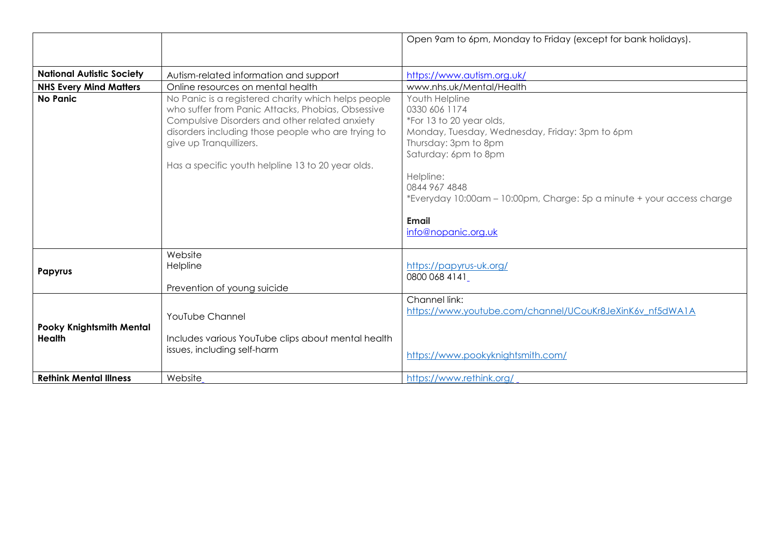| | | |
|---|---|---|
| | | Open 9am to 6pm, Monday to Friday (except for bank holidays). |
| **National Autistic Society** | Autism-related information and support | https://www.autism.org.uk/ |
| **NHS Every Mind Matters** | Online resources on mental health | www.nhs.uk/Mental/Health |
| **No Panic** | No Panic is a registered charity which helps people who suffer from Panic Attacks, Phobias, Obsessive Compulsive Disorders and other related anxiety disorders including those people who are trying to give up Tranquillizers.<br><br>Has a specific youth helpline 13 to 20 year olds. | Youth Helpline<br>0330 606 1174<br>*For 13 to 20 year olds,<br>Monday, Tuesday, Wednesday, Friday: 3pm to 6pm<br>Thursday: 3pm to 8pm<br>Saturday: 6pm to 8pm<br><br>Helpline:<br>0844 967 4848<br>*Everyday 10:00am – 10:00pm, Charge: 5p a minute + your access charge<br><br>**Email**<br>info@nopanic.org.uk |
| **Papyrus** | Website<br>Helpline<br><br>Prevention of young suicide | https://papyrus-uk.org/<br>0800 068 4141 |
| **Pooky Knightsmith Mental Health** | YouTube Channel<br><br>Includes various YouTube clips about mental health issues, including self-harm | Channel link:<br>https://www.youtube.com/channel/UCouKr8JeXinK6v_nf5dWA1A<br><br>https://www.pookyknightsmith.com/ |
| **Rethink Mental Illness** | Website | https://www.rethink.org/ |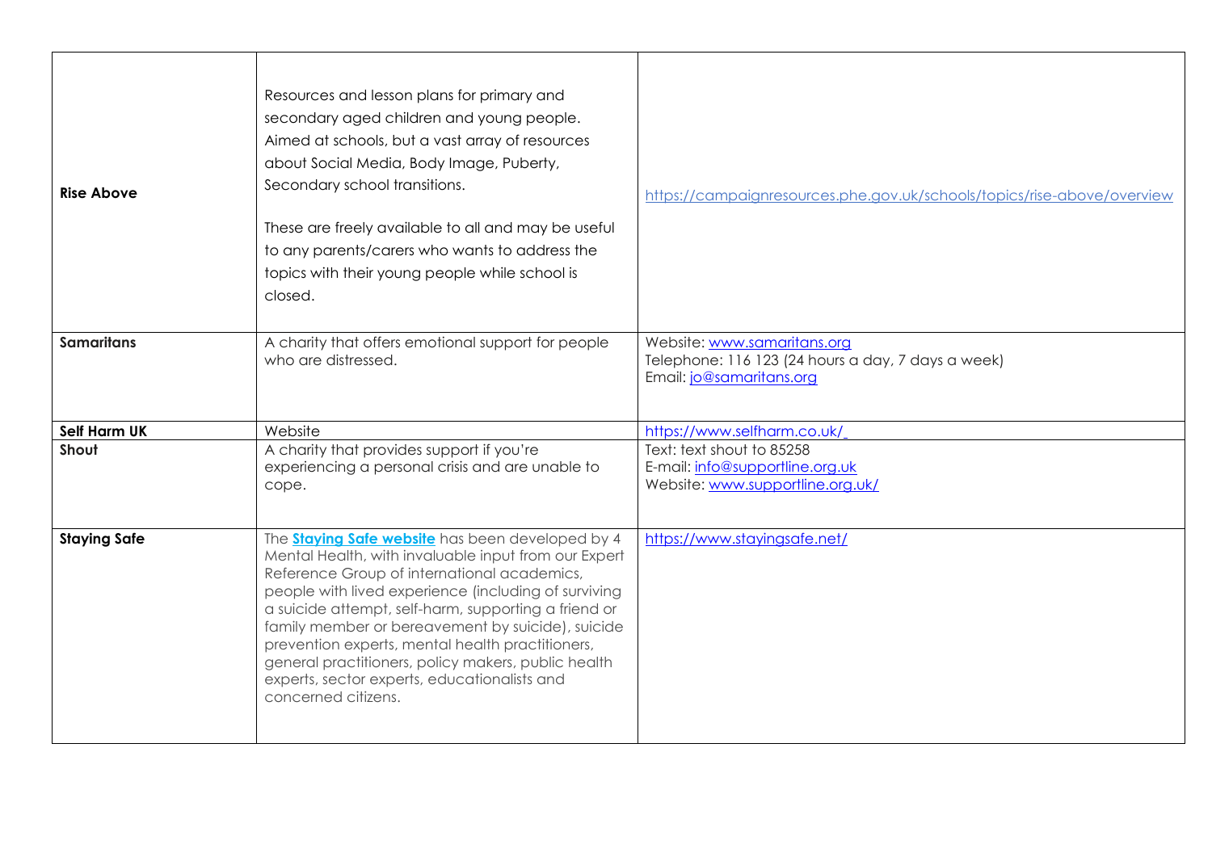| | | |
|---|---|---|
| **Rise Above** | Resources and lesson plans for primary and secondary aged children and young people. Aimed at schools, but a vast array of resources about Social Media, Body Image, Puberty, Secondary school transitions.<br><br>These are freely available to all and may be useful to any parents/carers who wants to address the topics with their young people while school is closed. | https://campaignresources.phe.gov.uk/schools/topics/rise-above/overview |
| **Samaritans** | A charity that offers emotional support for people who are distressed. | Website: www.samaritans.org<br>Telephone: 116 123 (24 hours a day, 7 days a week)<br>Email: jo@samaritans.org |
| **Self Harm UK** | Website | https://www.selfharm.co.uk/ |
| **Shout** | A charity that provides support if you're experiencing a personal crisis and are unable to cope. | Text: text shout to 85258<br>E-mail: info@supportline.org.uk<br>Website: www.supportline.org.uk/ |
| **Staying Safe** | The **Staying Safe website** has been developed by 4 Mental Health, with invaluable input from our Expert Reference Group of international academics, people with lived experience (including of surviving a suicide attempt, self-harm, supporting a friend or family member or bereavement by suicide), suicide prevention experts, mental health practitioners, general practitioners, policy makers, public health experts, sector experts, educationalists and concerned citizens. | https://www.stayingsafe.net/ |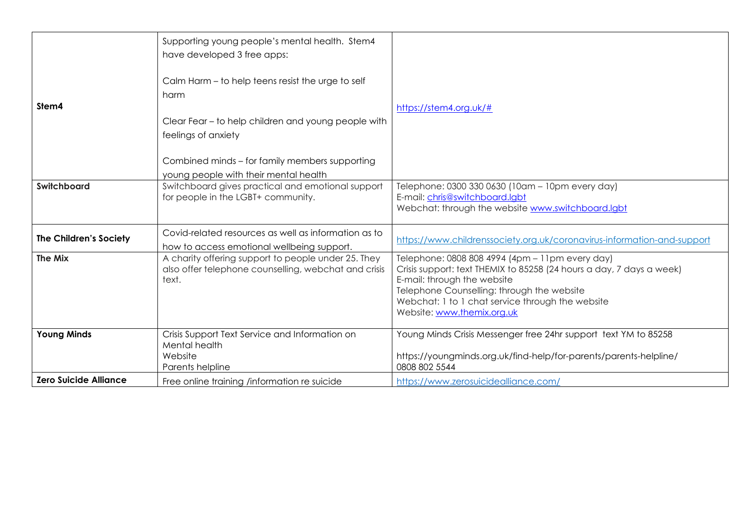| | | |
|---|---|---|
| **Stem4** | Supporting young people's mental health. Stem4 have developed 3 free apps:<br><br>Calm Harm – to help teens resist the urge to self harm<br><br>Clear Fear – to help children and young people with feelings of anxiety<br><br>Combined minds – for family members supporting young people with their mental health | https://stem4.org.uk/# |
| **Switchboard** | Switchboard gives practical and emotional support for people in the LGBT+ community. | Telephone: 0300 330 0630 (10am – 10pm every day)<br>E-mail: chris@switchboard.lgbt<br>Webchat: through the website www.switchboard.lgbt |
| **The Children's Society** | Covid-related resources as well as information as to how to access emotional wellbeing support. | https://www.childrenssociety.org.uk/coronavirus-information-and-support |
| **The Mix** | A charity offering support to people under 25. They also offer telephone counselling, webchat and crisis text. | Telephone: 0808 808 4994 (4pm – 11pm every day)<br>Crisis support: text THEMIX to 85258 (24 hours a day, 7 days a week)<br>E-mail: through the website<br>Telephone Counselling: through the website<br>Webchat: 1 to 1 chat service through the website<br>Website: www.themix.org.uk |
| **Young Minds** | Crisis Support Text Service and Information on Mental health<br>Website<br>Parents helpline | Young Minds Crisis Messenger free 24hr support text YM to 85258<br><br>https://youngminds.org.uk/find-help/for-parents/parents-helpline/<br>0808 802 5544 |
| **Zero Suicide Alliance** | Free online training /information re suicide | https://www.zerosuicidealliance.com/ |